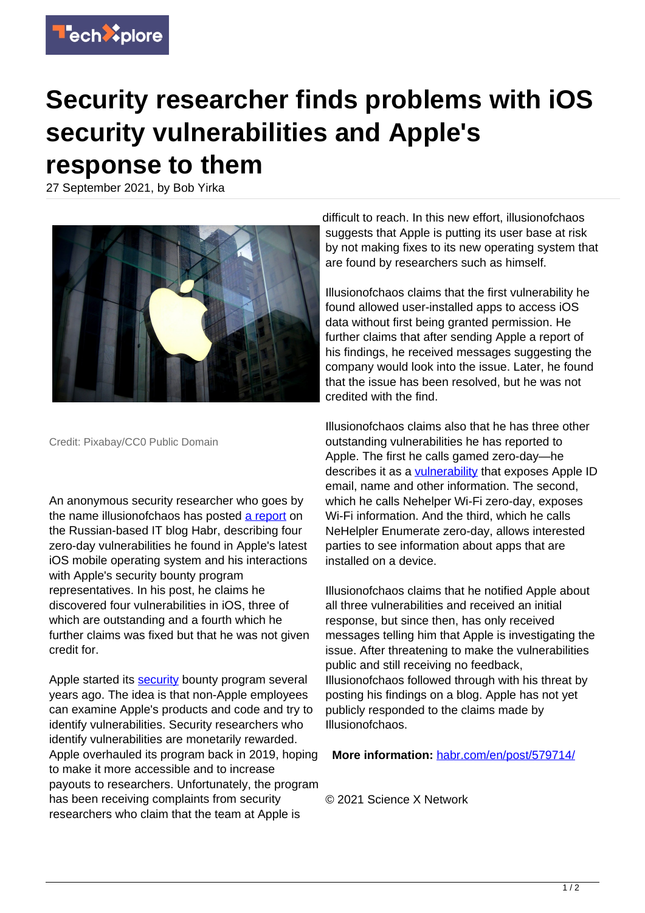# Security researcher finds problems with iOS security vulnerabilities and Apple's response to them

27 September 2021, by Bob Yirka

Credit: Pixabay/CC0 Public Domain

An anonymous security researcher who goes by the name illusionofchaos has posted a report on the Russian-based IT blog Habr, describing four zero-day vulnerabilities he found in Apple's latest iOS mobile operating system and his interactions with Apple's security bounty program representatives. In his post, he claims he discovered four vulnerabilities in iOS, three of which are outstanding and a fourth which he further claims was fixed but that he was not given credit for.

Apple started its security bounty program several years ago. The idea is that non-Apple employees can examine Apple's products and code and try to identify vulnerabilities. Security researchers who identify vulnerabilities are monetarily rewarded. Apple overhauled its program back in 2019, hoping to make it more accessible and to increase payouts to researchers. Unfortunately, the program has been receiving complaints from security researchers who claim that the team at Apple is difficult to reach. In this new effort, illusionofchaos suggests that Apple is putting its user base at risk by not making fixes to its new operating system that are found by researchers such as himself.

Illusionofchaos claims that the first vulnerability he found allowed user-installed apps to access iOS data without first being granted permission. He further claims that after sending Apple a report of his findings, he received messages suggesting the company would look into the issue. Later, he found that the issue has been resolved, but he was not credited with the find.

Illusionofchaos claims also that he has three other outstanding vulnerabilities he has reported to Apple. The first he calls gamed zero-day—he describes it as a vulnerability that exposes Apple ID email, name and other information. The second, which he calls Nehelper Wi-Fi zero-day, exposes Wi-Fi information. And the third, which he calls NeHelper Enumerate zero-day, allows interested parties to see information about apps that are installed on a device.

Illusionofchaos claims that he notified Apple about all three vulnerabilities and received an initial response, but since then, has only received messages telling him that Apple is investigating the issue. After threatening to make the vulnerabilities public and still receiving no feedback, Illusionofchaos followed through with his threat by posting his findings on a blog. Apple has not yet publicly responded to the claims made by Illusionofchaos.

**More information:** habr.com/en/post/579714/

© 2021 Science X Network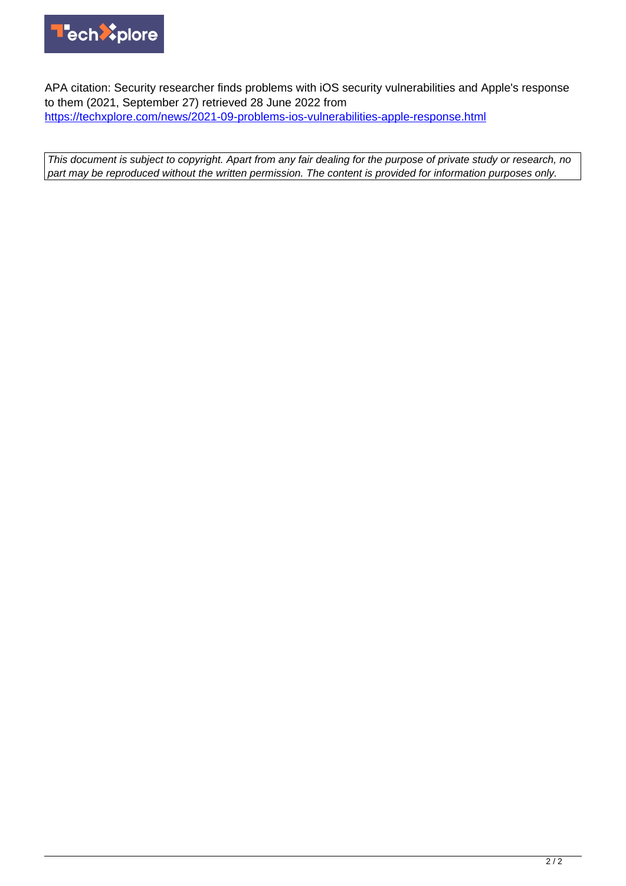APA citation: Security researcher finds problems with iOS security vulnerabilities and Apple's response to them (2021, September 27) retrieved 28 June 2022 from https://techxplore.com/news/2021-09-problems-ios-vulnerabilities-apple-response.html

*This document is subject to copyright. Apart from any fair dealing for the purpose of private study or research, no part may be reproduced without the written permission. The content is provided for information purposes only.*